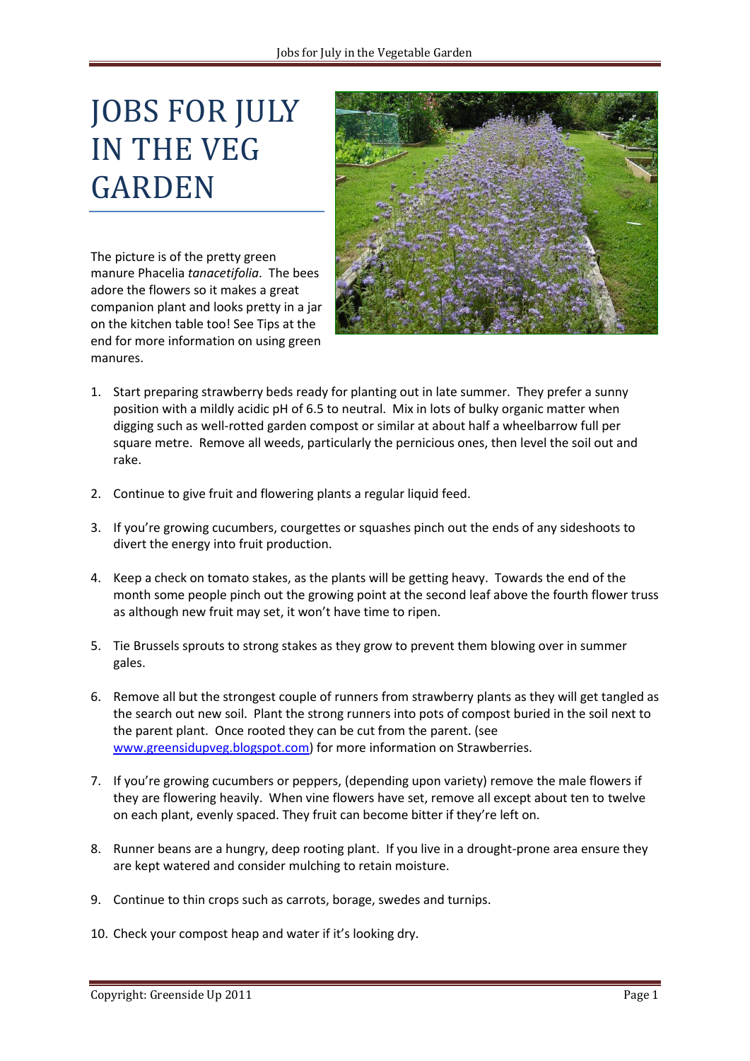# JOBS FOR JULY IN THE VEG GARDEN

The picture is of the pretty green manure Phacelia *tanacetifolia*. The bees adore the flowers so it makes a great companion plant and looks pretty in a jar on the kitchen table too! See Tips at the end for more information on using green manures.

1. Start preparing strawberry beds ready for planting out in late summer. They prefer a sunny position with a mildly acidic pH of 6.5 to neutral. Mix in lots of bulky organic matter when digging such as well-rotted garden compost or similar at about half a wheelbarrow full per square metre. Remove all weeds, particularly the pernicious ones, then level the soil out and rake.

2. Continue to give fruit and flowering plants a regular liquid feed.

3. If you're growing cucumbers, courgettes or squashes pinch out the ends of any sideshoots to divert the energy into fruit production.

4. Keep a check on tomato stakes, as the plants will be getting heavy. Towards the end of the month some people pinch out the growing point at the second leaf above the fourth flower truss as although new fruit may set, it won't have time to ripen.

5. Tie Brussels sprouts to strong stakes as they grow to prevent them blowing over in summer gales.

6. Remove all but the strongest couple of runners from strawberry plants as they will get tangled as the search out new soil. Plant the strong runners into pots of compost buried in the soil next to the parent plant. Once rooted they can be cut from the parent. (see [www.greensidupveg.blogspot.com](http://www.greensidupveg.blogspot.com)) for more information on Strawberries.

7. If you're growing cucumbers or peppers, (depending upon variety) remove the male flowers if they are flowering heavily. When vine flowers have set, remove all except about ten to twelve on each plant, evenly spaced. They fruit can become bitter if they're left on.

8. Runner beans are a hungry, deep rooting plant. If you live in a drought-prone area ensure they are kept watered and consider mulching to retain moisture.

9. Continue to thin crops such as carrots, borage, swedes and turnips.

10. Check your compost heap and water if it's looking dry.

Copyright: Greenside Up 2011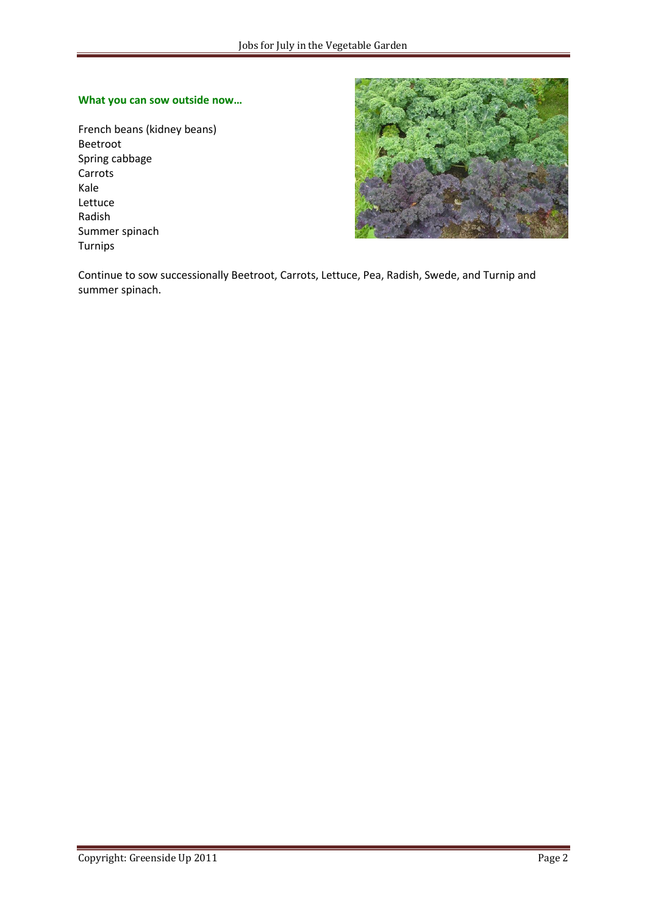### What you can sow outside now…

French beans (kidney beans)
Beetroot
Spring cabbage
Carrots
Kale
Lettuce
Radish
Summer spinach
Turnips

Continue to sow successionally Beetroot, Carrots, Lettuce, Pea, Radish, Swede, and Turnip and summer spinach.